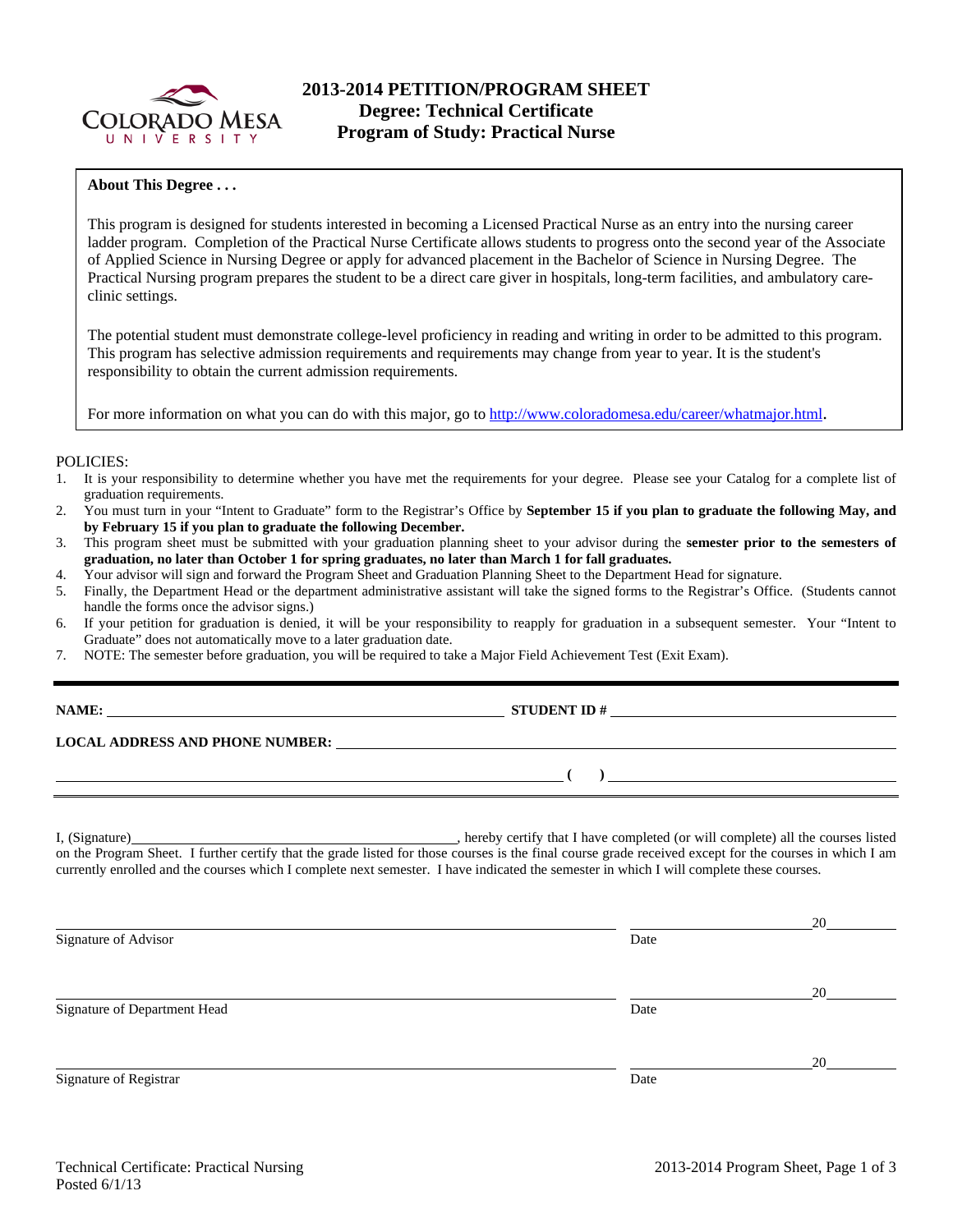# 2013-2014 PETITION/PROGRAM SHEET
## Degree: Technical Certificate
## Program of Study: Practical Nurse

**About This Degree . . .**

This program is designed for students interested in becoming a Licensed Practical Nurse as an entry into the nursing career ladder program. Completion of the Practical Nurse Certificate allows students to progress onto the second year of the Associate of Applied Science in Nursing Degree or apply for advanced placement in the Bachelor of Science in Nursing Degree. The Practical Nursing program prepares the student to be a direct care giver in hospitals, long-term facilities, and ambulatory care-clinic settings.

The potential student must demonstrate college-level proficiency in reading and writing in order to be admitted to this program. This program has selective admission requirements and requirements may change from year to year. It is the student's responsibility to obtain the current admission requirements.

For more information on what you can do with this major, go to http://www.coloradomesa.edu/career/whatmajor.html.

POLICIES:

1. It is your responsibility to determine whether you have met the requirements for your degree. Please see your Catalog for a complete list of graduation requirements.
2. You must turn in your "Intent to Graduate" form to the Registrar's Office by **September 15 if you plan to graduate the following May, and by February 15 if you plan to graduate the following December.**
3. This program sheet must be submitted with your graduation planning sheet to your advisor during the **semester prior to the semesters of graduation, no later than October 1 for spring graduates, no later than March 1 for fall graduates.**
4. Your advisor will sign and forward the Program Sheet and Graduation Planning Sheet to the Department Head for signature.
5. Finally, the Department Head or the department administrative assistant will take the signed forms to the Registrar's Office. (Students cannot handle the forms once the advisor signs.)
6. If your petition for graduation is denied, it will be your responsibility to reapply for graduation in a subsequent semester. Your "Intent to Graduate" does not automatically move to a later graduation date.
7. NOTE: The semester before graduation, you will be required to take a Major Field Achievement Test (Exit Exam).

**NAME:** ______________________________ **STUDENT ID #** ______________________________

**LOCAL ADDRESS AND PHONE NUMBER:** ______________________________

______________________________ **( )** ______________________________

I, (Signature)______________________________, hereby certify that I have completed (or will complete) all the courses listed on the Program Sheet. I further certify that the grade listed for those courses is the final course grade received except for the courses in which I am currently enrolled and the courses which I complete next semester. I have indicated the semester in which I will complete these courses.

______________________________ ______________ 20________
Signature of Advisor Date

______________________________ ______________ 20________
Signature of Department Head Date

______________________________ ______________ 20________
Signature of Registrar Date

Technical Certificate: Practical Nursing
Posted 6/1/13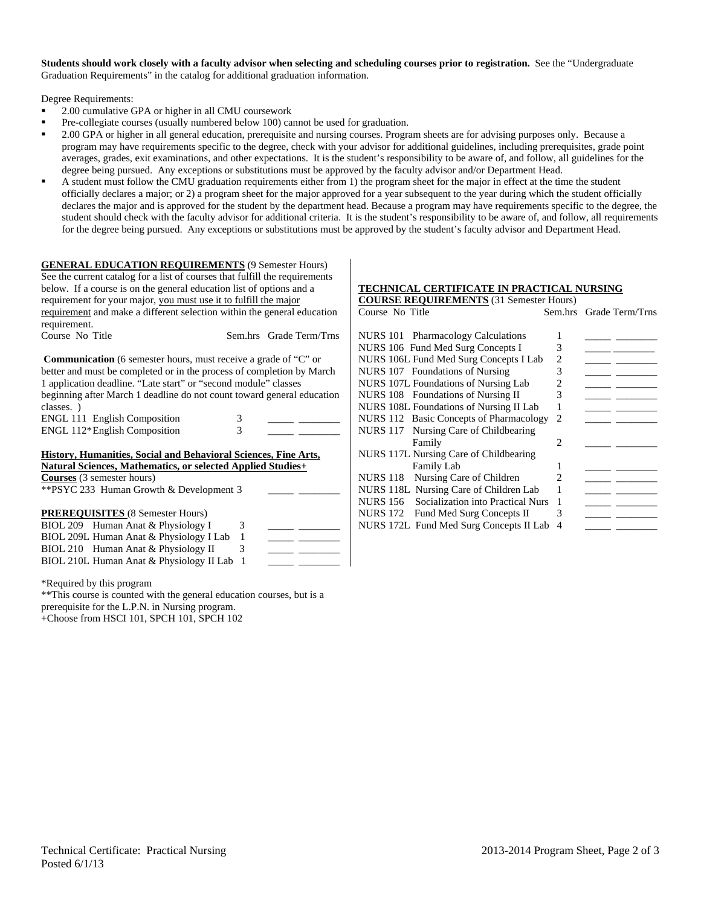**Students should work closely with a faculty advisor when selecting and scheduling courses prior to registration.** See the "Undergraduate Graduation Requirements" in the catalog for additional graduation information.

Degree Requirements:

- 2.00 cumulative GPA or higher in all CMU coursework
- Pre-collegiate courses (usually numbered below 100) cannot be used for graduation.
- 2.00 GPA or higher in all general education, prerequisite and nursing courses. Program sheets are for advising purposes only. Because a program may have requirements specific to the degree, check with your advisor for additional guidelines, including prerequisites, grade point averages, grades, exit examinations, and other expectations. It is the student's responsibility to be aware of, and follow, all guidelines for the degree being pursued. Any exceptions or substitutions must be approved by the faculty advisor and/or Department Head.
- A student must follow the CMU graduation requirements either from 1) the program sheet for the major in effect at the time the student officially declares a major; or 2) a program sheet for the major approved for a year subsequent to the year during which the student officially declares the major and is approved for the student by the department head. Because a program may have requirements specific to the degree, the student should check with the faculty advisor for additional criteria. It is the student's responsibility to be aware of, and follow, all requirements for the degree being pursued. Any exceptions or substitutions must be approved by the student's faculty advisor and Department Head.

**GENERAL EDUCATION REQUIREMENTS** (9 Semester Hours)

See the current catalog for a list of courses that fulfill the requirements below. If a course is on the general education list of options and a requirement for your major, you must use it to fulfill the major requirement and make a different selection within the general education requirement.

**Communication** (6 semester hours, must receive a grade of "C" or better and must be completed or in the process of completion by March 1 application deadline. "Late start" or "second module" classes beginning after March 1 deadline do not count toward general education classes. )

| Course No Title | Sem.hrs | Grade | Term/Trns |
|---|---|---|---|
| ENGL 111 English Composition | 3 | _____ | ________ |
| ENGL 112* English Composition | 3 | _____ | ________ |

**History, Humanities, Social and Behavioral Sciences, Fine Arts, Natural Sciences, Mathematics, or selected Applied Studies+ Courses** (3 semester hours)

| Course No Title | Sem.hrs | Grade | Term/Trns |
|---|---|---|---|
| **PSYC 233 Human Growth & Development | 3 | _____ | ________ |

**PREREQUISITES** (8 Semester Hours)

| Course No Title | Sem.hrs | Grade | Term/Trns |
|---|---|---|---|
| BIOL 209 Human Anat & Physiology I | 3 | _____ | ________ |
| BIOL 209L Human Anat & Physiology I Lab | 1 | _____ | ________ |
| BIOL 210 Human Anat & Physiology II | 3 | _____ | ________ |
| BIOL 210L Human Anat & Physiology II Lab | 1 | _____ | ________ |

**TECHNICAL CERTIFICATE IN PRACTICAL NURSING COURSE REQUIREMENTS** (31 Semester Hours)

| Course No Title | Sem.hrs | Grade | Term/Trns |
|---|---|---|---|
| NURS 101 Pharmacology Calculations | 1 | _____ | ________ |
| NURS 106 Fund Med Surg Concepts I | 3 | _____ | ________ |
| NURS 106L Fund Med Surg Concepts I Lab | 2 | _____ | ________ |
| NURS 107 Foundations of Nursing | 3 | _____ | ________ |
| NURS 107L Foundations of Nursing Lab | 2 | _____ | ________ |
| NURS 108 Foundations of Nursing II | 3 | _____ | ________ |
| NURS 108L Foundations of Nursing II Lab | 1 | _____ | ________ |
| NURS 112 Basic Concepts of Pharmacology | 2 | _____ | ________ |
| NURS 117 Nursing Care of Childbearing Family | 2 | _____ | ________ |
| NURS 117L Nursing Care of Childbearing Family Lab | 1 | _____ | ________ |
| NURS 118 Nursing Care of Children | 2 | _____ | ________ |
| NURS 118L Nursing Care of Children Lab | 1 | _____ | ________ |
| NURS 156 Socialization into Practical Nurs | 1 | _____ | ________ |
| NURS 172 Fund Med Surg Concepts II | 3 | _____ | ________ |
| NURS 172L Fund Med Surg Concepts II Lab | 4 | _____ | ________ |

*Required by this program

**This course is counted with the general education courses, but is a prerequisite for the L.P.N. in Nursing program.

+Choose from HSCI 101, SPCH 101, SPCH 102

Technical Certificate: Practical Nursing
Posted 6/1/13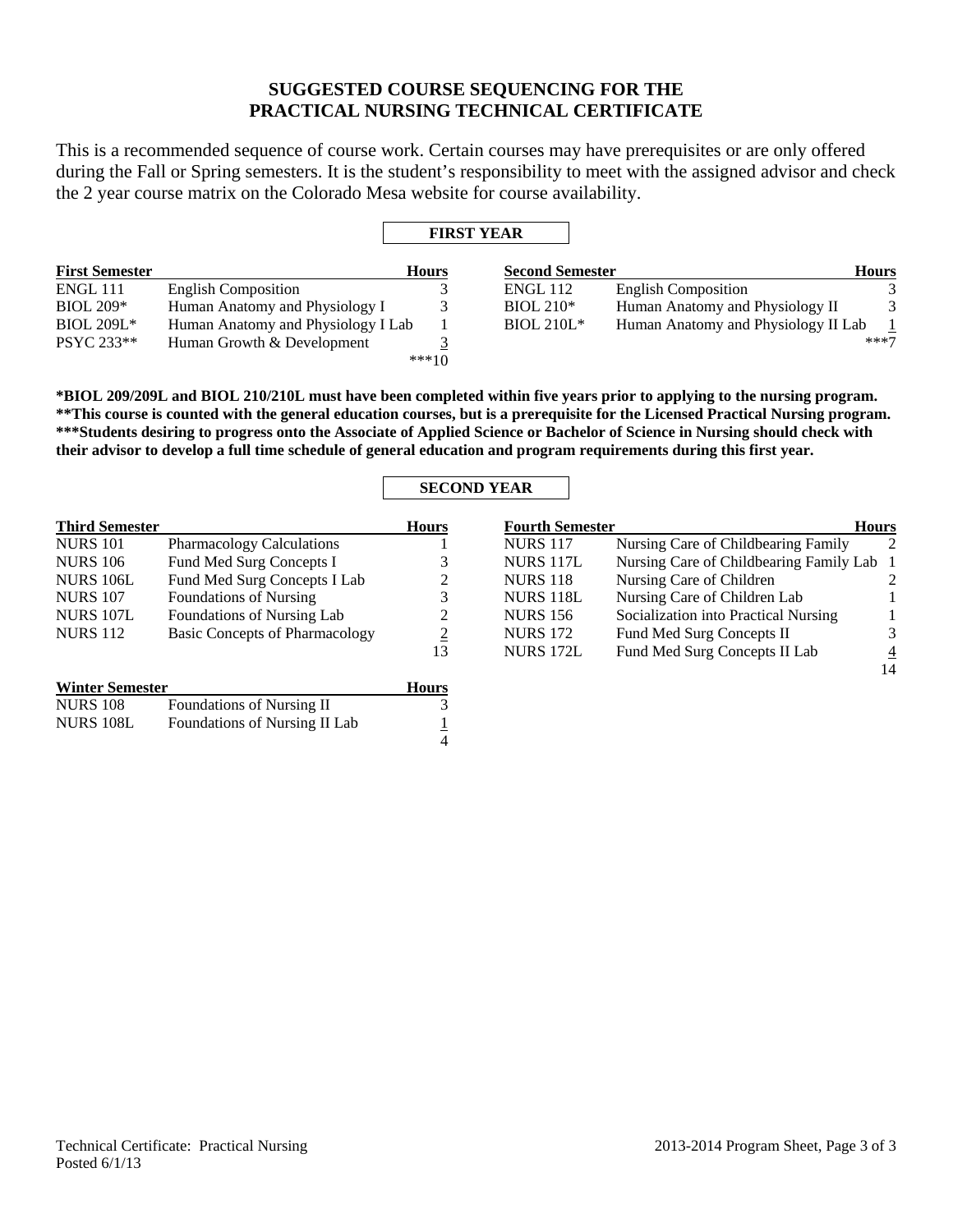# SUGGESTED COURSE SEQUENCING FOR THE PRACTICAL NURSING TECHNICAL CERTIFICATE

This is a recommended sequence of course work. Certain courses may have prerequisites or are only offered during the Fall or Spring semesters. It is the student's responsibility to meet with the assigned advisor and check the 2 year course matrix on the Colorado Mesa website for course availability.

## FIRST YEAR

| First Semester | | Hours |
|---|---|---|
| ENGL 111 | English Composition | 3 |
| BIOL 209* | Human Anatomy and Physiology I | 3 |
| BIOL 209L* | Human Anatomy and Physiology I Lab | 1 |
| PSYC 233** | Human Growth & Development | 3 |
| | | ***10 |

| Second Semester | | Hours |
|---|---|---|
| ENGL 112 | English Composition | 3 |
| BIOL 210* | Human Anatomy and Physiology II | 3 |
| BIOL 210L* | Human Anatomy and Physiology II Lab | 1 |
| | | ***7 |

**\*BIOL 209/209L and BIOL 210/210L must have been completed within five years prior to applying to the nursing program.**
**\*\*This course is counted with the general education courses, but is a prerequisite for the Licensed Practical Nursing program.**
**\*\*\*Students desiring to progress onto the Associate of Applied Science or Bachelor of Science in Nursing should check with their advisor to develop a full time schedule of general education and program requirements during this first year.**

## SECOND YEAR

| Third Semester | | Hours |
|---|---|---|
| NURS 101 | Pharmacology Calculations | 1 |
| NURS 106 | Fund Med Surg Concepts I | 3 |
| NURS 106L | Fund Med Surg Concepts I Lab | 2 |
| NURS 107 | Foundations of Nursing | 3 |
| NURS 107L | Foundations of Nursing Lab | 2 |
| NURS 112 | Basic Concepts of Pharmacology | 2 |
| | | 13 |

| Fourth Semester | | Hours |
|---|---|---|
| NURS 117 | Nursing Care of Childbearing Family | 2 |
| NURS 117L | Nursing Care of Childbearing Family Lab | 1 |
| NURS 118 | Nursing Care of Children | 2 |
| NURS 118L | Nursing Care of Children Lab | 1 |
| NURS 156 | Socialization into Practical Nursing | 1 |
| NURS 172 | Fund Med Surg Concepts II | 3 |
| NURS 172L | Fund Med Surg Concepts II Lab | 4 |
| | | 14 |

| Winter Semester | | Hours |
|---|---|---|
| NURS 108 | Foundations of Nursing II | 3 |
| NURS 108L | Foundations of Nursing II Lab | 1 |
| | | 4 |